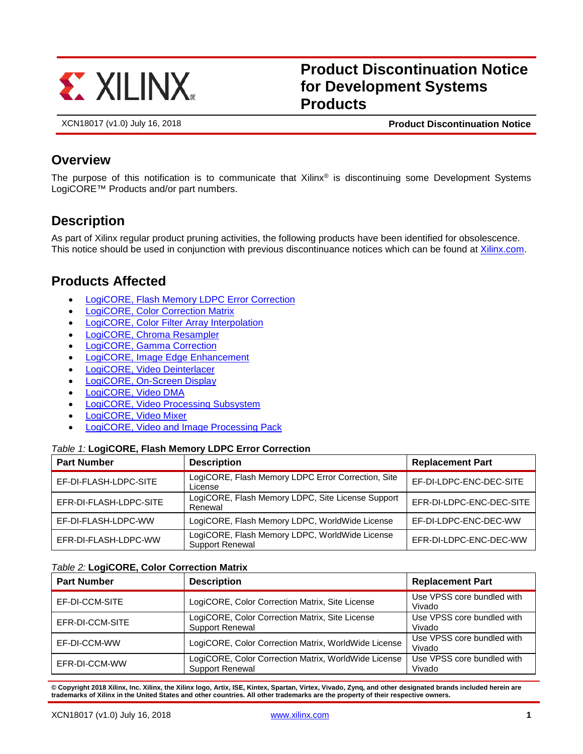# Product Discontinuation Notice for Development Systems Products

XCN18017 (v1.0) July 16, 2018

**Product Discontinuation Notice**

## Overview

The purpose of this notification is to communicate that Xilinx® is discontinuing some Development Systems LogiCORE™ Products and/or part numbers.

## Description

As part of Xilinx regular product pruning activities, the following products have been identified for obsolescence. This notice should be used in conjunction with previous discontinuance notices which can be found at Xilinx.com.

## Products Affected

- LogiCORE, Flash Memory LDPC Error Correction
- LogiCORE, Color Correction Matrix
- LogiCORE, Color Filter Array Interpolation
- LogiCORE, Chroma Resampler
- LogiCORE, Gamma Correction
- LogiCORE, Image Edge Enhancement
- LogiCORE, Video Deinterlacer
- LogiCORE, On-Screen Display
- LogiCORE, Video DMA
- LogiCORE, Video Processing Subsystem
- LogiCORE, Video Mixer
- LogiCORE, Video and Image Processing Pack

*Table 1:* **LogiCORE, Flash Memory LDPC Error Correction**

| Part Number | Description | Replacement Part |
| --- | --- | --- |
| EF-DI-FLASH-LDPC-SITE | LogiCORE, Flash Memory LDPC Error Correction, Site License | EF-DI-LDPC-ENC-DEC-SITE |
| EFR-DI-FLASH-LDPC-SITE | LogiCORE, Flash Memory LDPC, Site License Support Renewal | EFR-DI-LDPC-ENC-DEC-SITE |
| EF-DI-FLASH-LDPC-WW | LogiCORE, Flash Memory LDPC, WorldWide License | EF-DI-LDPC-ENC-DEC-WW |
| EFR-DI-FLASH-LDPC-WW | LogiCORE, Flash Memory LDPC, WorldWide License Support Renewal | EFR-DI-LDPC-ENC-DEC-WW |

*Table 2:* **LogiCORE, Color Correction Matrix**

| Part Number | Description | Replacement Part |
| --- | --- | --- |
| EF-DI-CCM-SITE | LogiCORE, Color Correction Matrix, Site License | Use VPSS core bundled with Vivado |
| EFR-DI-CCM-SITE | LogiCORE, Color Correction Matrix, Site License Support Renewal | Use VPSS core bundled with Vivado |
| EF-DI-CCM-WW | LogiCORE, Color Correction Matrix, WorldWide License | Use VPSS core bundled with Vivado |
| EFR-DI-CCM-WW | LogiCORE, Color Correction Matrix, WorldWide License Support Renewal | Use VPSS core bundled with Vivado |

**© Copyright 2018 Xilinx, Inc. Xilinx, the Xilinx logo, Artix, ISE, Kintex, Spartan, Virtex, Vivado, Zynq, and other designated brands included herein are trademarks of Xilinx in the United States and other countries. All other trademarks are the property of their respective owners.**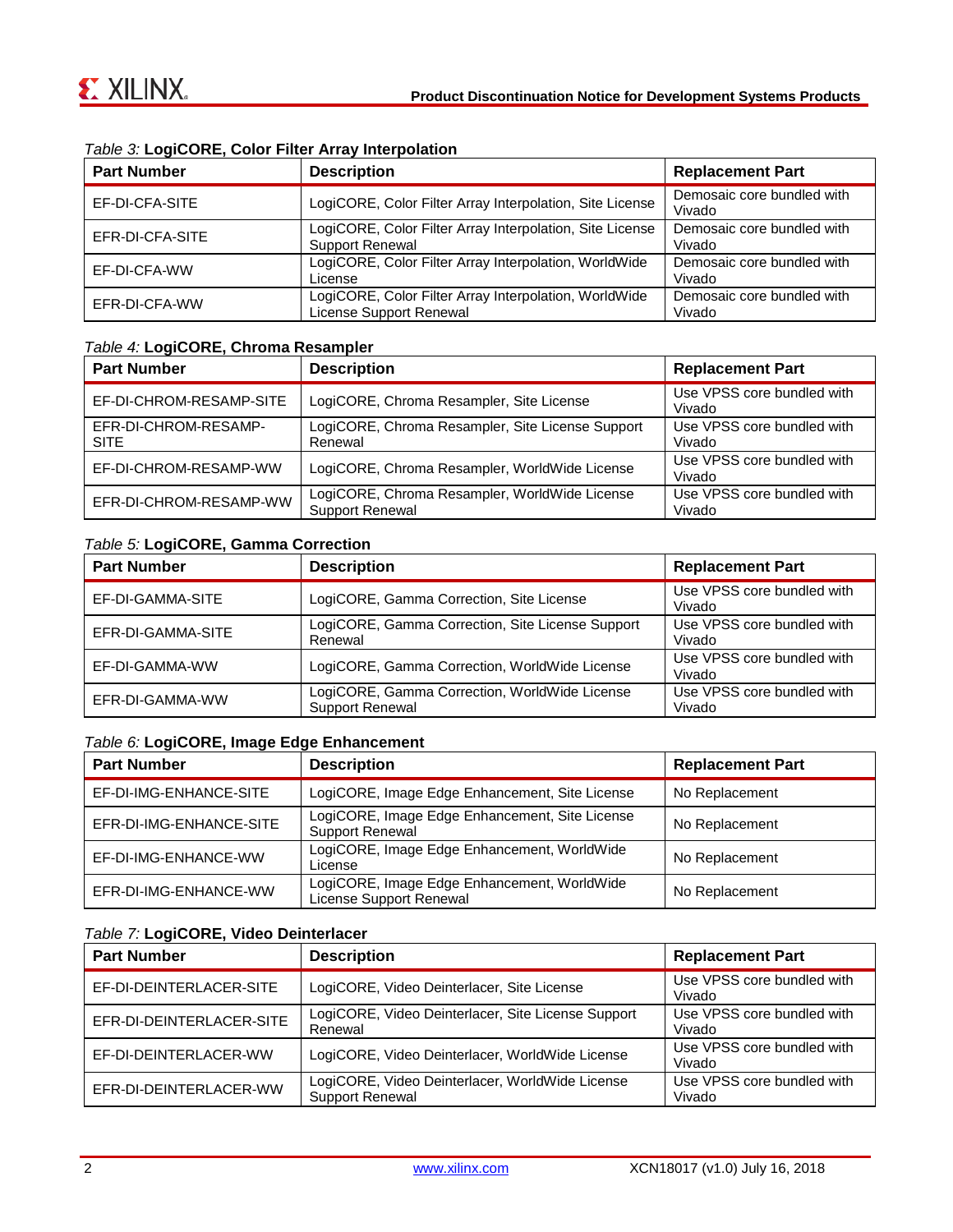*Table 3:* **LogiCORE, Color Filter Array Interpolation**

| Part Number | Description | Replacement Part |
|---|---|---|
| EF-DI-CFA-SITE | LogiCORE, Color Filter Array Interpolation, Site License | Demosaic core bundled with Vivado |
| EFR-DI-CFA-SITE | LogiCORE, Color Filter Array Interpolation, Site License Support Renewal | Demosaic core bundled with Vivado |
| EF-DI-CFA-WW | LogiCORE, Color Filter Array Interpolation, WorldWide License | Demosaic core bundled with Vivado |
| EFR-DI-CFA-WW | LogiCORE, Color Filter Array Interpolation, WorldWide License Support Renewal | Demosaic core bundled with Vivado |

*Table 4:* **LogiCORE, Chroma Resampler**

| Part Number | Description | Replacement Part |
|---|---|---|
| EF-DI-CHROM-RESAMP-SITE | LogiCORE, Chroma Resampler, Site License | Use VPSS core bundled with Vivado |
| EFR-DI-CHROM-RESAMP-SITE | LogiCORE, Chroma Resampler, Site License Support Renewal | Use VPSS core bundled with Vivado |
| EF-DI-CHROM-RESAMP-WW | LogiCORE, Chroma Resampler, WorldWide License | Use VPSS core bundled with Vivado |
| EFR-DI-CHROM-RESAMP-WW | LogiCORE, Chroma Resampler, WorldWide License Support Renewal | Use VPSS core bundled with Vivado |

*Table 5:* **LogiCORE, Gamma Correction**

| Part Number | Description | Replacement Part |
|---|---|---|
| EF-DI-GAMMA-SITE | LogiCORE, Gamma Correction, Site License | Use VPSS core bundled with Vivado |
| EFR-DI-GAMMA-SITE | LogiCORE, Gamma Correction, Site License Support Renewal | Use VPSS core bundled with Vivado |
| EF-DI-GAMMA-WW | LogiCORE, Gamma Correction, WorldWide License | Use VPSS core bundled with Vivado |
| EFR-DI-GAMMA-WW | LogiCORE, Gamma Correction, WorldWide License Support Renewal | Use VPSS core bundled with Vivado |

*Table 6:* **LogiCORE, Image Edge Enhancement**

| Part Number | Description | Replacement Part |
|---|---|---|
| EF-DI-IMG-ENHANCE-SITE | LogiCORE, Image Edge Enhancement, Site License | No Replacement |
| EFR-DI-IMG-ENHANCE-SITE | LogiCORE, Image Edge Enhancement, Site License Support Renewal | No Replacement |
| EF-DI-IMG-ENHANCE-WW | LogiCORE, Image Edge Enhancement, WorldWide License | No Replacement |
| EFR-DI-IMG-ENHANCE-WW | LogiCORE, Image Edge Enhancement, WorldWide License Support Renewal | No Replacement |

*Table 7:* **LogiCORE, Video Deinterlacer**

| Part Number | Description | Replacement Part |
|---|---|---|
| EF-DI-DEINTERLACER-SITE | LogiCORE, Video Deinterlacer, Site License | Use VPSS core bundled with Vivado |
| EFR-DI-DEINTERLACER-SITE | LogiCORE, Video Deinterlacer, Site License Support Renewal | Use VPSS core bundled with Vivado |
| EF-DI-DEINTERLACER-WW | LogiCORE, Video Deinterlacer, WorldWide License | Use VPSS core bundled with Vivado |
| EFR-DI-DEINTERLACER-WW | LogiCORE, Video Deinterlacer, WorldWide License Support Renewal | Use VPSS core bundled with Vivado |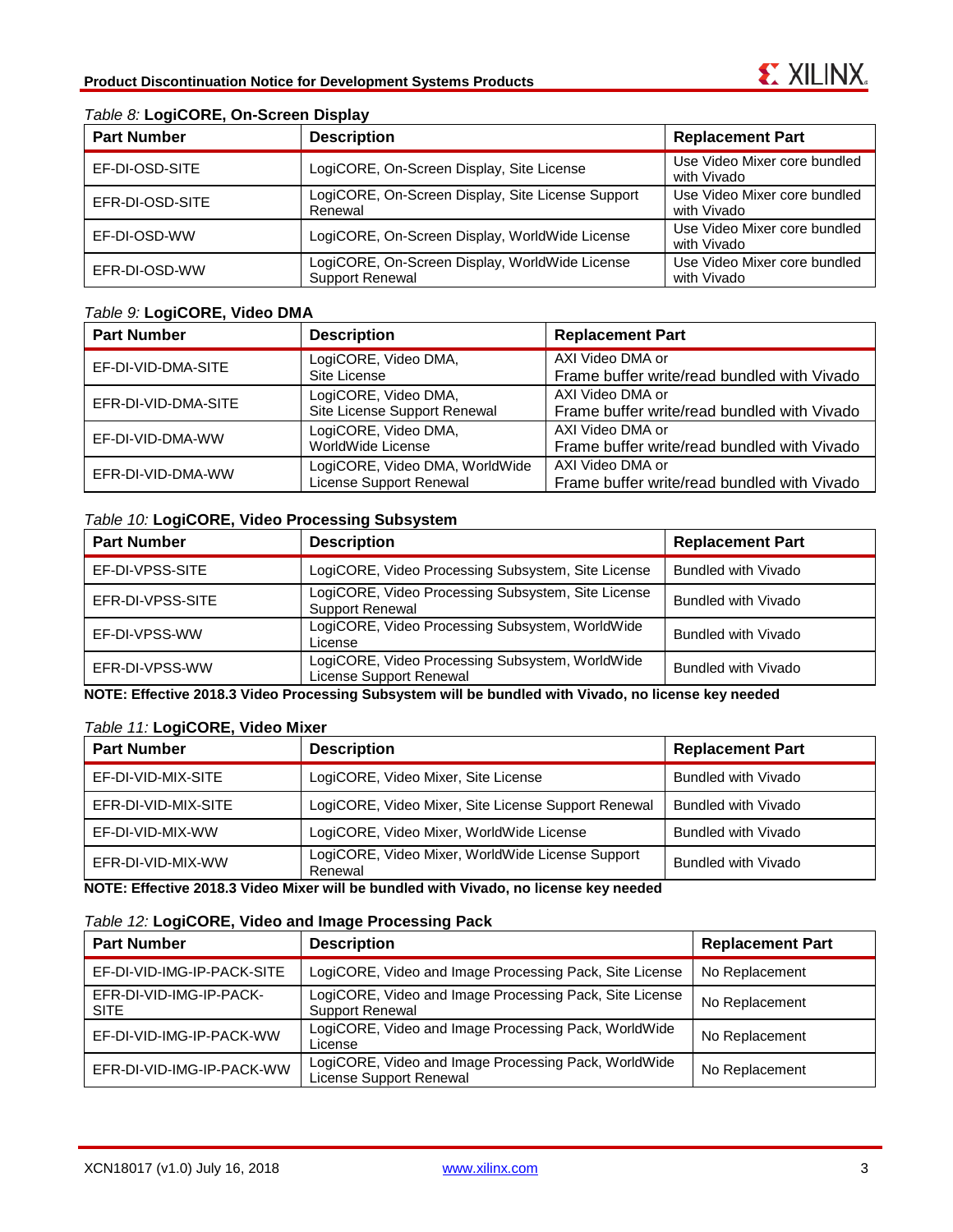*Table 8:* **LogiCORE, On-Screen Display**

| Part Number | Description | Replacement Part |
|---|---|---|
| EF-DI-OSD-SITE | LogiCORE, On-Screen Display, Site License | Use Video Mixer core bundled with Vivado |
| EFR-DI-OSD-SITE | LogiCORE, On-Screen Display, Site License Support Renewal | Use Video Mixer core bundled with Vivado |
| EF-DI-OSD-WW | LogiCORE, On-Screen Display, WorldWide License | Use Video Mixer core bundled with Vivado |
| EFR-DI-OSD-WW | LogiCORE, On-Screen Display, WorldWide License Support Renewal | Use Video Mixer core bundled with Vivado |

*Table 9:* **LogiCORE, Video DMA**

| Part Number | Description | Replacement Part |
|---|---|---|
| EF-DI-VID-DMA-SITE | LogiCORE, Video DMA, Site License | AXI Video DMA or Frame buffer write/read bundled with Vivado |
| EFR-DI-VID-DMA-SITE | LogiCORE, Video DMA, Site License Support Renewal | AXI Video DMA or Frame buffer write/read bundled with Vivado |
| EF-DI-VID-DMA-WW | LogiCORE, Video DMA, WorldWide License | AXI Video DMA or Frame buffer write/read bundled with Vivado |
| EFR-DI-VID-DMA-WW | LogiCORE, Video DMA, WorldWide License Support Renewal | AXI Video DMA or Frame buffer write/read bundled with Vivado |

*Table 10:* **LogiCORE, Video Processing Subsystem**

| Part Number | Description | Replacement Part |
|---|---|---|
| EF-DI-VPSS-SITE | LogiCORE, Video Processing Subsystem, Site License | Bundled with Vivado |
| EFR-DI-VPSS-SITE | LogiCORE, Video Processing Subsystem, Site License Support Renewal | Bundled with Vivado |
| EF-DI-VPSS-WW | LogiCORE, Video Processing Subsystem, WorldWide License | Bundled with Vivado |
| EFR-DI-VPSS-WW | LogiCORE, Video Processing Subsystem, WorldWide License Support Renewal | Bundled with Vivado |

**NOTE: Effective 2018.3 Video Processing Subsystem will be bundled with Vivado, no license key needed**

*Table 11:* **LogiCORE, Video Mixer**

| Part Number | Description | Replacement Part |
|---|---|---|
| EF-DI-VID-MIX-SITE | LogiCORE, Video Mixer, Site License | Bundled with Vivado |
| EFR-DI-VID-MIX-SITE | LogiCORE, Video Mixer, Site License Support Renewal | Bundled with Vivado |
| EF-DI-VID-MIX-WW | LogiCORE, Video Mixer, WorldWide License | Bundled with Vivado |
| EFR-DI-VID-MIX-WW | LogiCORE, Video Mixer, WorldWide License Support Renewal | Bundled with Vivado |

**NOTE: Effective 2018.3 Video Mixer will be bundled with Vivado, no license key needed**

*Table 12:* **LogiCORE, Video and Image Processing Pack**

| Part Number | Description | Replacement Part |
|---|---|---|
| EF-DI-VID-IMG-IP-PACK-SITE | LogiCORE, Video and Image Processing Pack, Site License | No Replacement |
| EFR-DI-VID-IMG-IP-PACK-SITE | LogiCORE, Video and Image Processing Pack, Site License Support Renewal | No Replacement |
| EF-DI-VID-IMG-IP-PACK-WW | LogiCORE, Video and Image Processing Pack, WorldWide License | No Replacement |
| EFR-DI-VID-IMG-IP-PACK-WW | LogiCORE, Video and Image Processing Pack, WorldWide License Support Renewal | No Replacement |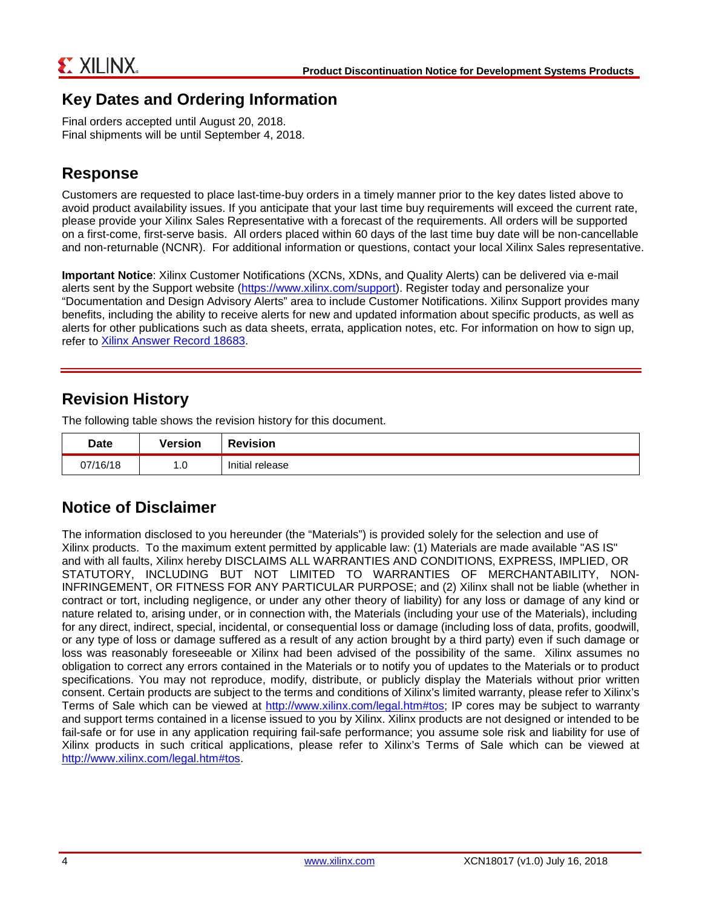## Key Dates and Ordering Information

Final orders accepted until August 20, 2018.
Final shipments will be until September 4, 2018.

## Response

Customers are requested to place last-time-buy orders in a timely manner prior to the key dates listed above to avoid product availability issues. If you anticipate that your last time buy requirements will exceed the current rate, please provide your Xilinx Sales Representative with a forecast of the requirements. All orders will be supported on a first-come, first-serve basis. All orders placed within 60 days of the last time buy date will be non-cancellable and non-returnable (NCNR). For additional information or questions, contact your local Xilinx Sales representative.

**Important Notice**: Xilinx Customer Notifications (XCNs, XDNs, and Quality Alerts) can be delivered via e-mail alerts sent by the Support website (https://www.xilinx.com/support). Register today and personalize your "Documentation and Design Advisory Alerts" area to include Customer Notifications. Xilinx Support provides many benefits, including the ability to receive alerts for new and updated information about specific products, as well as alerts for other publications such as data sheets, errata, application notes, etc. For information on how to sign up, refer to Xilinx Answer Record 18683.

## Revision History

The following table shows the revision history for this document.

| Date | Version | Revision |
|---|---|---|
| 07/16/18 | 1.0 | Initial release |

## Notice of Disclaimer

The information disclosed to you hereunder (the "Materials") is provided solely for the selection and use of Xilinx products. To the maximum extent permitted by applicable law: (1) Materials are made available "AS IS" and with all faults, Xilinx hereby DISCLAIMS ALL WARRANTIES AND CONDITIONS, EXPRESS, IMPLIED, OR STATUTORY, INCLUDING BUT NOT LIMITED TO WARRANTIES OF MERCHANTABILITY, NON-INFRINGEMENT, OR FITNESS FOR ANY PARTICULAR PURPOSE; and (2) Xilinx shall not be liable (whether in contract or tort, including negligence, or under any other theory of liability) for any loss or damage of any kind or nature related to, arising under, or in connection with, the Materials (including your use of the Materials), including for any direct, indirect, special, incidental, or consequential loss or damage (including loss of data, profits, goodwill, or any type of loss or damage suffered as a result of any action brought by a third party) even if such damage or loss was reasonably foreseeable or Xilinx had been advised of the possibility of the same. Xilinx assumes no obligation to correct any errors contained in the Materials or to notify you of updates to the Materials or to product specifications. You may not reproduce, modify, distribute, or publicly display the Materials without prior written consent. Certain products are subject to the terms and conditions of Xilinx's limited warranty, please refer to Xilinx's Terms of Sale which can be viewed at http://www.xilinx.com/legal.htm#tos; IP cores may be subject to warranty and support terms contained in a license issued to you by Xilinx. Xilinx products are not designed or intended to be fail-safe or for use in any application requiring fail-safe performance; you assume sole risk and liability for use of Xilinx products in such critical applications, please refer to Xilinx's Terms of Sale which can be viewed at http://www.xilinx.com/legal.htm#tos.